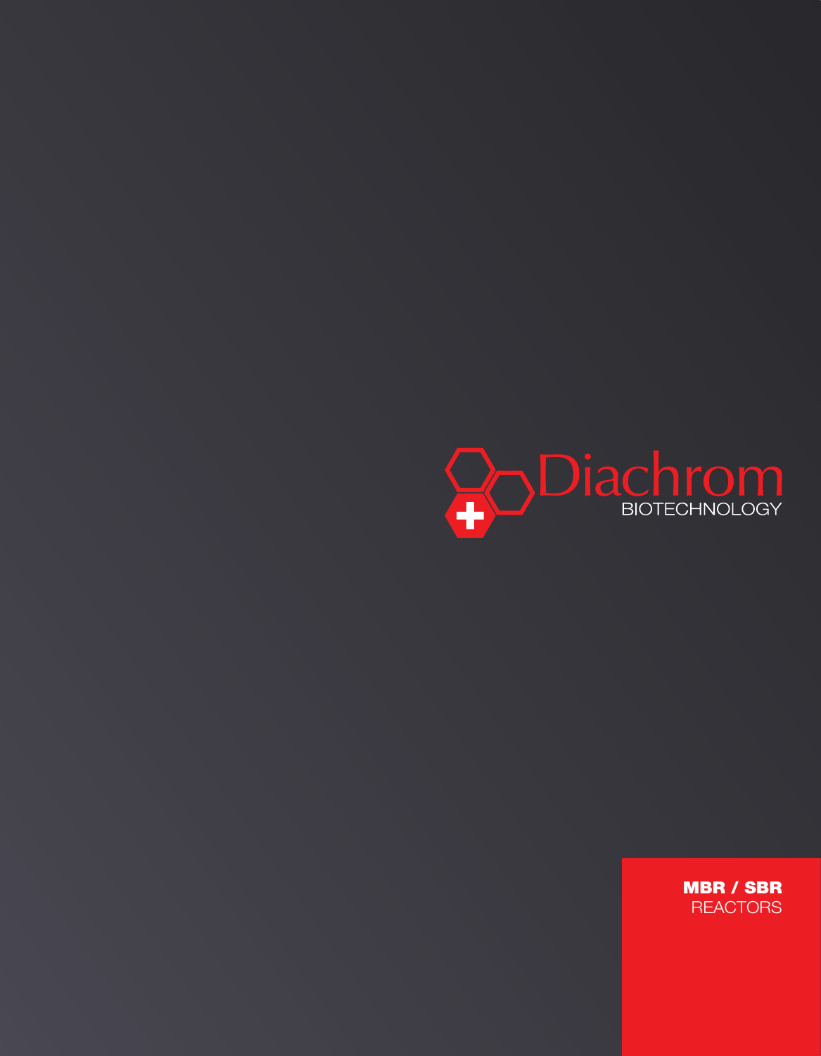# Diachrom

BIOTECHNOLOGY

**MBR / SBR**

REACTORS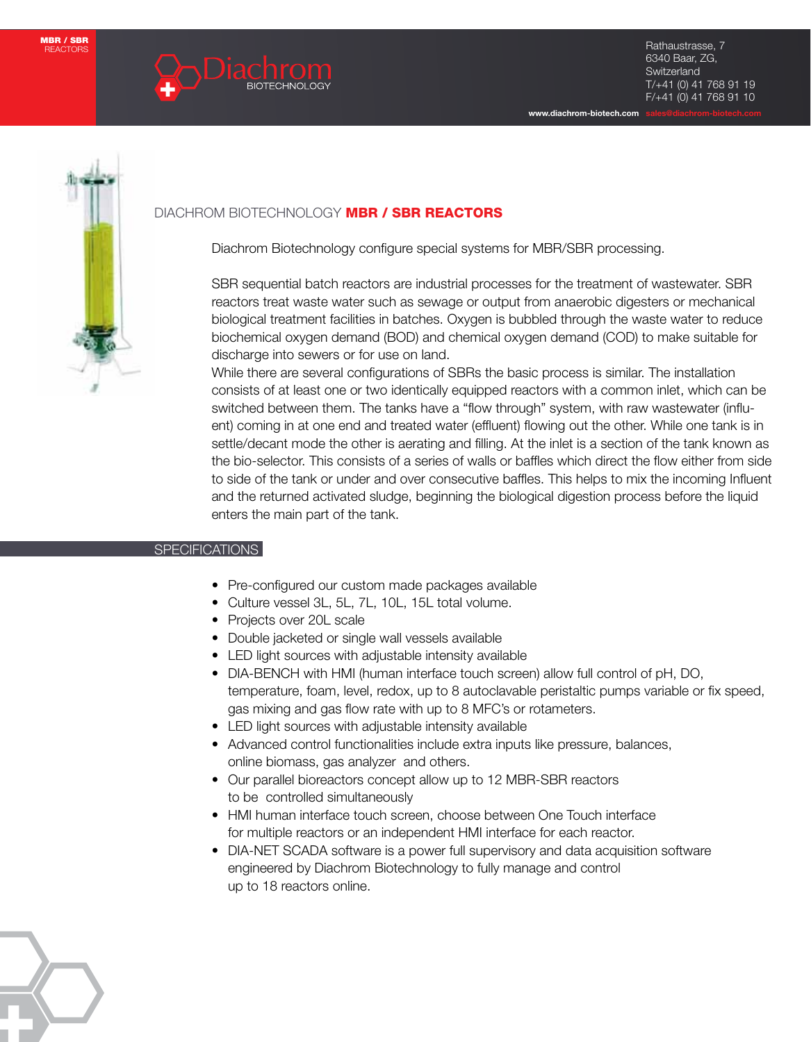## DIACHROM BIOTECHNOLOGY **MBR / SBR REACTORS**

Diachrom Biotechnology configure special systems for MBR/SBR processing.

SBR sequential batch reactors are industrial processes for the treatment of wastewater. SBR reactors treat waste water such as sewage or output from anaerobic digesters or mechanical biological treatment facilities in batches. Oxygen is bubbled through the waste water to reduce biochemical oxygen demand (BOD) and chemical oxygen demand (COD) to make suitable for discharge into sewers or for use on land.
While there are several configurations of SBRs the basic process is similar. The installation consists of at least one or two identically equipped reactors with a common inlet, which can be switched between them. The tanks have a "flow through" system, with raw wastewater (influent) coming in at one end and treated water (effluent) flowing out the other. While one tank is in settle/decant mode the other is aerating and filling. At the inlet is a section of the tank known as the bio-selector. This consists of a series of walls or baffles which direct the flow either from side to side of the tank or under and over consecutive baffles. This helps to mix the incoming Influent and the returned activated sludge, beginning the biological digestion process before the liquid enters the main part of the tank.

## SPECIFICATIONS

- Pre-configured our custom made packages available
- Culture vessel 3L, 5L, 7L, 10L, 15L total volume.
- Projects over 20L scale
- Double jacketed or single wall vessels available
- LED light sources with adjustable intensity available
- DIA-BENCH with HMI (human interface touch screen) allow full control of pH, DO, temperature, foam, level, redox, up to 8 autoclavable peristaltic pumps variable or fix speed, gas mixing and gas flow rate with up to 8 MFC's or rotameters.
- LED light sources with adjustable intensity available
- Advanced control functionalities include extra inputs like pressure, balances, online biomass, gas analyzer and others.
- Our parallel bioreactors concept allow up to 12 MBR-SBR reactors to be controlled simultaneously
- HMI human interface touch screen, choose between One Touch interface for multiple reactors or an independent HMI interface for each reactor.
- DIA-NET SCADA software is a power full supervisory and data acquisition software engineered by Diachrom Biotechnology to fully manage and control up to 18 reactors online.